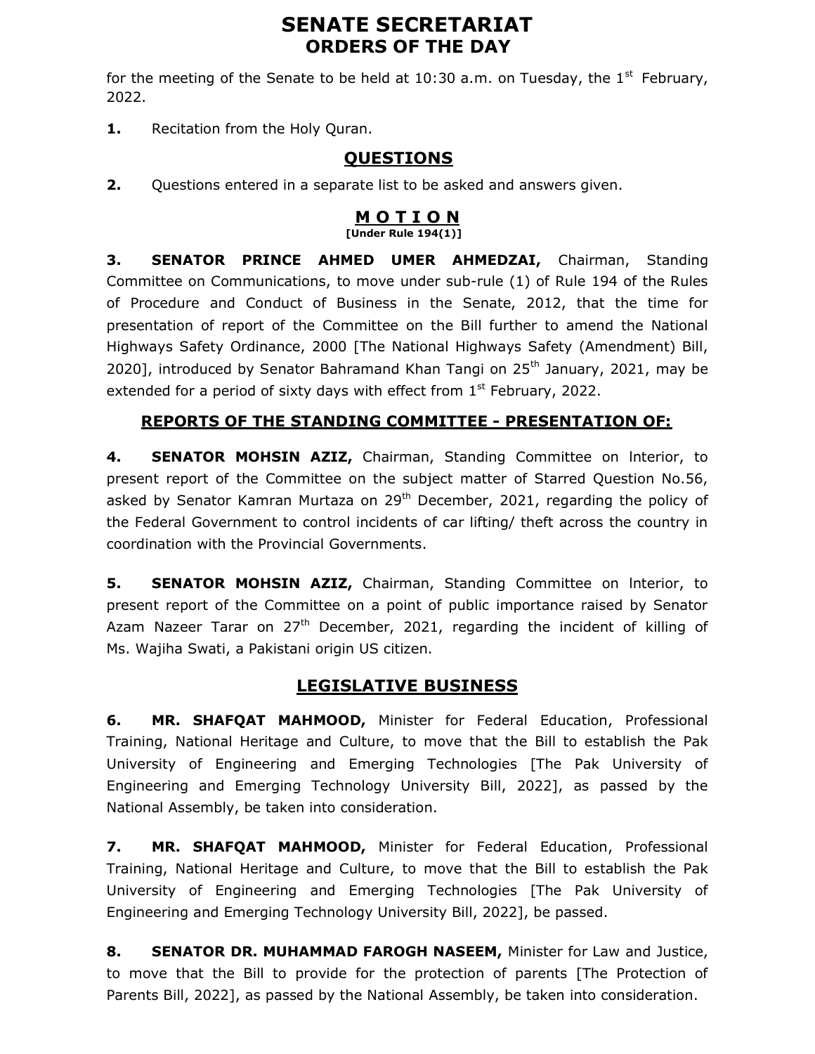# SENATE SECRETARIAT
## ORDERS OF THE DAY

for the meeting of the Senate to be held at 10:30 a.m. on Tuesday, the 1st February, 2022.

**1.** Recitation from the Holy Quran.

## QUESTIONS

**2.** Questions entered in a separate list to be asked and answers given.

## M O T I O N
**[Under Rule 194(1)]**

**3. SENATOR PRINCE AHMED UMER AHMEDZAI,** Chairman, Standing Committee on Communications, to move under sub-rule (1) of Rule 194 of the Rules of Procedure and Conduct of Business in the Senate, 2012, that the time for presentation of report of the Committee on the Bill further to amend the National Highways Safety Ordinance, 2000 [The National Highways Safety (Amendment) Bill, 2020], introduced by Senator Bahramand Khan Tangi on 25th January, 2021, may be extended for a period of sixty days with effect from 1st February, 2022.

## REPORTS OF THE STANDING COMMITTEE - PRESENTATION OF:

**4. SENATOR MOHSIN AZIZ,** Chairman, Standing Committee on Interior, to present report of the Committee on the subject matter of Starred Question No.56, asked by Senator Kamran Murtaza on 29th December, 2021, regarding the policy of the Federal Government to control incidents of car lifting/ theft across the country in coordination with the Provincial Governments.

**5. SENATOR MOHSIN AZIZ,** Chairman, Standing Committee on Interior, to present report of the Committee on a point of public importance raised by Senator Azam Nazeer Tarar on 27th December, 2021, regarding the incident of killing of Ms. Wajiha Swati, a Pakistani origin US citizen.

## LEGISLATIVE BUSINESS

**6. MR. SHAFQAT MAHMOOD,** Minister for Federal Education, Professional Training, National Heritage and Culture, to move that the Bill to establish the Pak University of Engineering and Emerging Technologies [The Pak University of Engineering and Emerging Technology University Bill, 2022], as passed by the National Assembly, be taken into consideration.

**7. MR. SHAFQAT MAHMOOD,** Minister for Federal Education, Professional Training, National Heritage and Culture, to move that the Bill to establish the Pak University of Engineering and Emerging Technologies [The Pak University of Engineering and Emerging Technology University Bill, 2022], be passed.

**8. SENATOR DR. MUHAMMAD FAROGH NASEEM,** Minister for Law and Justice, to move that the Bill to provide for the protection of parents [The Protection of Parents Bill, 2022], as passed by the National Assembly, be taken into consideration.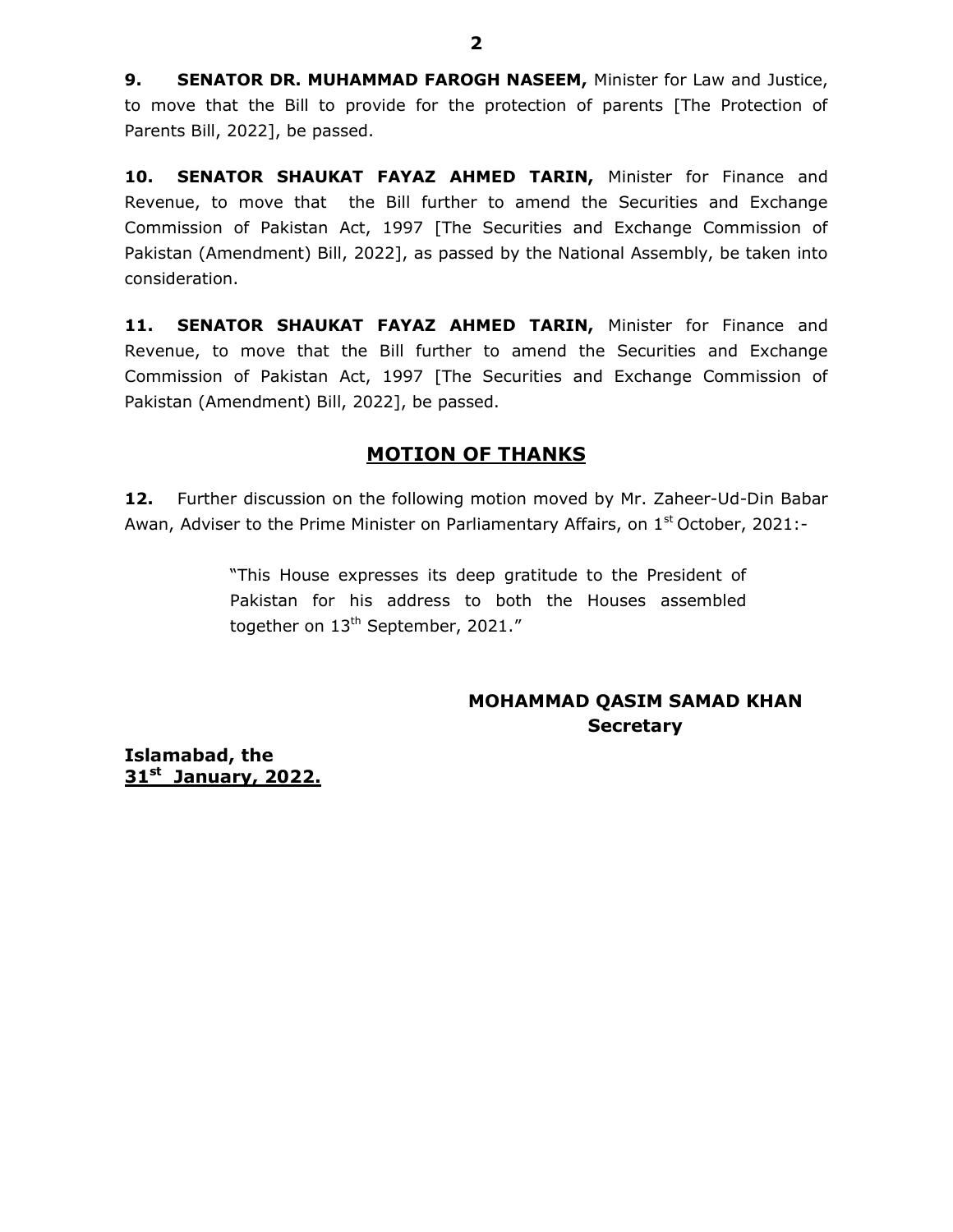**9.** **SENATOR DR. MUHAMMAD FAROGH NASEEM,** Minister for Law and Justice, to move that the Bill to provide for the protection of parents [The Protection of Parents Bill, 2022], be passed.

**10.** **SENATOR SHAUKAT FAYAZ AHMED TARIN,** Minister for Finance and Revenue, to move that the Bill further to amend the Securities and Exchange Commission of Pakistan Act, 1997 [The Securities and Exchange Commission of Pakistan (Amendment) Bill, 2022], as passed by the National Assembly, be taken into consideration.

**11.** **SENATOR SHAUKAT FAYAZ AHMED TARIN,** Minister for Finance and Revenue, to move that the Bill further to amend the Securities and Exchange Commission of Pakistan Act, 1997 [The Securities and Exchange Commission of Pakistan (Amendment) Bill, 2022], be passed.

## MOTION OF THANKS

**12.** Further discussion on the following motion moved by Mr. Zaheer-Ud-Din Babar Awan, Adviser to the Prime Minister on Parliamentary Affairs, on 1st October, 2021:-

> "This House expresses its deep gratitude to the President of Pakistan for his address to both the Houses assembled together on 13th September, 2021."

**MOHAMMAD QASIM SAMAD KHAN**
**Secretary**

**Islamabad, the**
**31st January, 2022.**